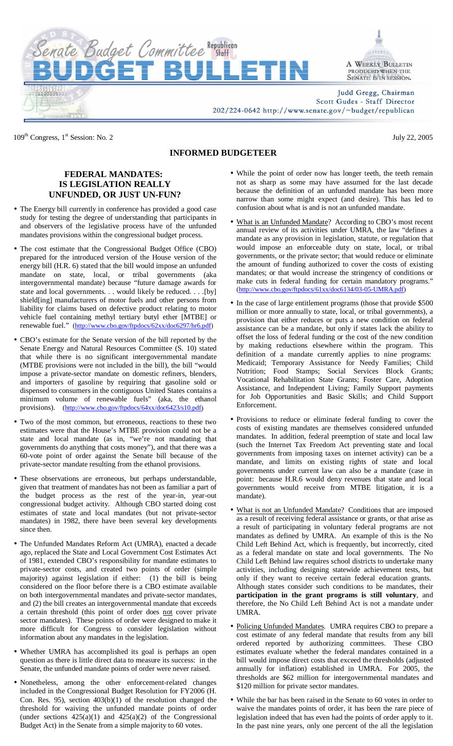# Senate Budget Committee Republican Staff
# BUDGET BULLETIN

A Weekly Bulletin produced when the Senate is in session.

Judd Gregg, Chairman
Scott Gudes - Staff Director
202/224-0642 http://www.senate.gov/~budget/republican

109[th] Congress, 1[st] Session: No. 2 July 22, 2005

## INFORMED BUDGETEER

### FEDERAL MANDATES: IS LEGISLATION REALLY UNFUNDED, OR JUST UN-FUN?

- The Energy bill currently in conference has provided a good case study for testing the degree of understanding that participants in and observers of the legislative process have of the unfunded mandates provisions within the congressional budget process.

- The cost estimate that the Congressional Budget Office (CBO) prepared for the introduced version of the House version of the energy bill (H.R. 6) stated that the bill would impose an unfunded mandate on state, local, or tribal governments (aka intergovernmental mandate) because "future damage awards for state and local governments. . . would likely be reduced. . . .[by] shield[ing] manufacturers of motor fuels and other persons from liability for claims based on defective product relating to motor vehicle fuel containing methyl tertiary butyl ether [MTBE] or renewable fuel." (http://www.cbo.gov/ftpdocs/62xx/doc6297/hr6.pdf)

- CBO's estimate for the Senate version of the bill reported by the Senate Energy and Natural Resources Committee (S. 10) stated that while there is no significant intergovernmental mandate (MTBE provisions were not included in the bill), the bill "would impose a private-sector mandate on domestic refiners, blenders, and importers of gasoline by requiring that gasoline sold or dispensed to consumers in the contiguous United States contains a minimum volume of renewable fuels" (aka, the ethanol provisions). (http://www.cbo.gov/ftpdocs/64xx/doc6423/s10.pdf)

- Two of the most common, but erroneous, reactions to these two estimates were that the House's MTBE provision could not be a state and local mandate (as in, "we're not mandating that governments do anything that costs money"), and that there was a 60-vote point of order against the Senate bill because of the private-sector mandate resulting from the ethanol provisions.

- These observations are erroneous, but perhaps understandable, given that treatment of mandates has not been as familiar a part of the budget process as the rest of the year-in, year-out congressional budget activity. Although CBO started doing cost estimates of state and local mandates (but not private-sector mandates) in 1982, there have been several key developments since then.

- The Unfunded Mandates Reform Act (UMRA), enacted a decade ago, replaced the State and Local Government Cost Estimates Act of 1981, extended CBO's responsibility for mandate estimates to private-sector costs, and created two points of order (simple majority) against legislation if either: (1) the bill is being considered on the floor before there is a CBO estimate available on both intergovernmental mandates and private-sector mandates, and (2) the bill creates an intergovernmental mandate that exceeds a certain threshold (this point of order does <u>not</u> cover private sector mandates). These points of order were designed to make it more difficult for Congress to consider legislation without information about any mandates in the legislation.

- Whether UMRA has accomplished its goal is perhaps an open question as there is little direct data to measure its success: in the Senate, the unfunded mandate points of order were never raised.

- Nonetheless, among the other enforcement-related changes included in the Congressional Budget Resolution for FY2006 (H. Con. Res. 95), section 403(b)(1) of the resolution changed the threshold for waiving the unfunded mandate points of order (under sections 425(a)(1) and 425(a)(2) of the Congressional Budget Act) in the Senate from a simple majority to 60 votes.

- While the point of order now has longer teeth, the teeth remain not as sharp as some may have assumed for the last decade because the definition of an unfunded mandate has been more narrow than some might expect (and desire). This has led to confusion about what is and is not an unfunded mandate.

- <u>What is an Unfunded Mandate</u>? According to CBO's most recent annual review of its activities under UMRA, the law "defines a mandate as any provision in legislation, statute, or regulation that would impose an enforceable duty on state, local, or tribal governments, or the private sector; that would reduce or eliminate the amount of funding authorized to cover the costs of existing mandates; or that would increase the stringency of conditions or make cuts in federal funding for certain mandatory programs." (http://www.cbo.gov/ftpdocs/61xx/doc6134/03-05-UMRA.pdf)

- In the case of large entitlement programs (those that provide $500 million or more annually to state, local, or tribal governments), a provision that either reduces or puts a new condition on federal assistance can be a mandate, but only if states lack the ability to offset the loss of federal funding or the cost of the new condition by making reductions elsewhere within the program. This definition of a mandate currently applies to nine programs: Medicaid; Temporary Assistance for Needy Families; Child Nutrition; Food Stamps; Social Services Block Grants; Vocational Rehabilitation State Grants; Foster Care, Adoption Assistance, and Independent Living; Family Support payments for Job Opportunities and Basic Skills; and Child Support Enforcement.

- Provisions to reduce or eliminate federal funding to cover the costs of existing mandates are themselves considered unfunded mandates. In addition, federal preemption of state and local law (such the Internet Tax Freedom Act preventing state and local governments from imposing taxes on internet activity) can be a mandate, and limits on existing rights of state and local governments under current law can also be a mandate (case in point: because H.R.6 would deny revenues that state and local governments would receive from MTBE litigation, it is a mandate).

- <u>What is not an Unfunded Mandate</u>? Conditions that are imposed as a result of receiving federal assistance or grants, or that arise as a result of participating in voluntary federal programs are not mandates as defined by UMRA. An example of this is the No Child Left Behind Act, which is frequently, but incorrectly, cited as a federal mandate on state and local governments. The No Child Left Behind law requires school districts to undertake many activities, including designing statewide achievement tests, but only if they want to receive certain federal education grants. Although states consider such conditions to be mandates, their **participation in the grant programs is still voluntary**, and therefore, the No Child Left Behind Act is not a mandate under UMRA.

- <u>Policing Unfunded Mandates</u>. UMRA requires CBO to prepare a cost estimate of any federal mandate that results from any bill ordered reported by authorizing committees. These CBO estimates evaluate whether the federal mandates contained in a bill would impose direct costs that exceed the thresholds (adjusted annually for inflation) established in UMRA. For 2005, the thresholds are $62 million for intergovernmental mandates and $120 million for private sector mandates.

- While the bar has been raised in the Senate to 60 votes in order to waive the mandates points of order, it has been the rare piece of legislation indeed that has even had the points of order apply to it. In the past nine years, only one percent of the all the legislation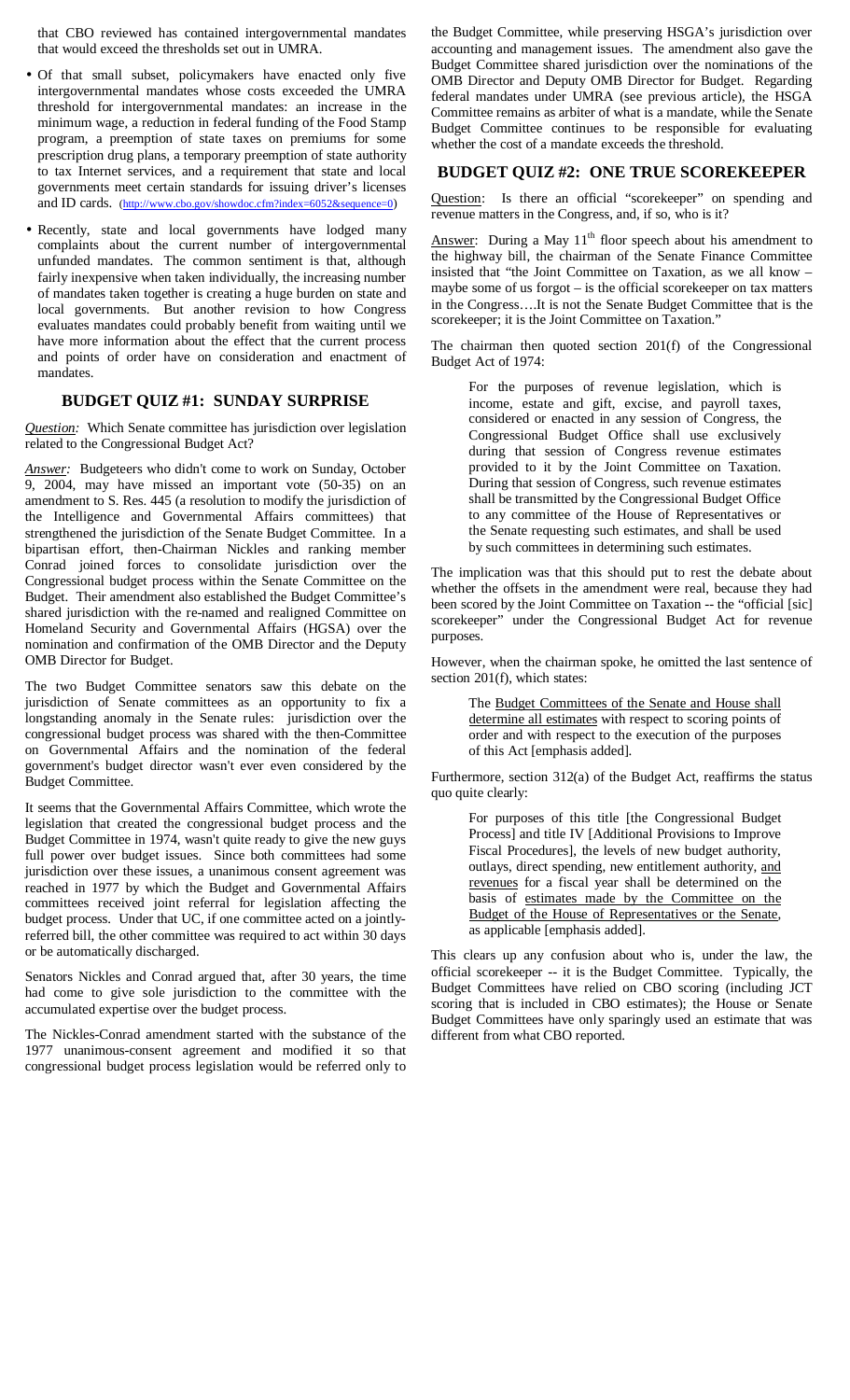that CBO reviewed has contained intergovernmental mandates that would exceed the thresholds set out in UMRA.

- Of that small subset, policymakers have enacted only five intergovernmental mandates whose costs exceeded the UMRA threshold for intergovernmental mandates: an increase in the minimum wage, a reduction in federal funding of the Food Stamp program, a preemption of state taxes on premiums for some prescription drug plans, a temporary preemption of state authority to tax Internet services, and a requirement that state and local governments meet certain standards for issuing driver's licenses and ID cards. (http://www.cbo.gov/showdoc.cfm?index=6052&sequence=0)
- Recently, state and local governments have lodged many complaints about the current number of intergovernmental unfunded mandates. The common sentiment is that, although fairly inexpensive when taken individually, the increasing number of mandates taken together is creating a huge burden on state and local governments. But another revision to how Congress evaluates mandates could probably benefit from waiting until we have more information about the effect that the current process and points of order have on consideration and enactment of mandates.

## BUDGET QUIZ #1: SUNDAY SURPRISE

*Question:* Which Senate committee has jurisdiction over legislation related to the Congressional Budget Act?

*Answer:* Budgeteers who didn't come to work on Sunday, October 9, 2004, may have missed an important vote (50-35) on an amendment to S. Res. 445 (a resolution to modify the jurisdiction of the Intelligence and Governmental Affairs committees) that strengthened the jurisdiction of the Senate Budget Committee. In a bipartisan effort, then-Chairman Nickles and ranking member Conrad joined forces to consolidate jurisdiction over the Congressional budget process within the Senate Committee on the Budget. Their amendment also established the Budget Committee's shared jurisdiction with the re-named and realigned Committee on Homeland Security and Governmental Affairs (HGSA) over the nomination and confirmation of the OMB Director and the Deputy OMB Director for Budget.

The two Budget Committee senators saw this debate on the jurisdiction of Senate committees as an opportunity to fix a longstanding anomaly in the Senate rules: jurisdiction over the congressional budget process was shared with the then-Committee on Governmental Affairs and the nomination of the federal government's budget director wasn't ever even considered by the Budget Committee.

It seems that the Governmental Affairs Committee, which wrote the legislation that created the congressional budget process and the Budget Committee in 1974, wasn't quite ready to give the new guys full power over budget issues. Since both committees had some jurisdiction over these issues, a unanimous consent agreement was reached in 1977 by which the Budget and Governmental Affairs committees received joint referral for legislation affecting the budget process. Under that UC, if one committee acted on a jointly-referred bill, the other committee was required to act within 30 days or be automatically discharged.

Senators Nickles and Conrad argued that, after 30 years, the time had come to give sole jurisdiction to the committee with the accumulated expertise over the budget process.

The Nickles-Conrad amendment started with the substance of the 1977 unanimous-consent agreement and modified it so that congressional budget process legislation would be referred only to the Budget Committee, while preserving HSGA's jurisdiction over accounting and management issues. The amendment also gave the Budget Committee shared jurisdiction over the nominations of the OMB Director and Deputy OMB Director for Budget. Regarding federal mandates under UMRA (see previous article), the HSGA Committee remains as arbiter of what is a mandate, while the Senate Budget Committee continues to be responsible for evaluating whether the cost of a mandate exceeds the threshold.

## BUDGET QUIZ #2: ONE TRUE SCOREKEEPER

Question: Is there an official "scorekeeper" on spending and revenue matters in the Congress, and, if so, who is it?

Answer: During a May 11th floor speech about his amendment to the highway bill, the chairman of the Senate Finance Committee insisted that "the Joint Committee on Taxation, as we all know – maybe some of us forgot – is the official scorekeeper on tax matters in the Congress….It is not the Senate Budget Committee that is the scorekeeper; it is the Joint Committee on Taxation."

The chairman then quoted section 201(f) of the Congressional Budget Act of 1974:

> For the purposes of revenue legislation, which is income, estate and gift, excise, and payroll taxes, considered or enacted in any session of Congress, the Congressional Budget Office shall use exclusively during that session of Congress revenue estimates provided to it by the Joint Committee on Taxation. During that session of Congress, such revenue estimates shall be transmitted by the Congressional Budget Office to any committee of the House of Representatives or the Senate requesting such estimates, and shall be used by such committees in determining such estimates.

The implication was that this should put to rest the debate about whether the offsets in the amendment were real, because they had been scored by the Joint Committee on Taxation -- the "official [sic] scorekeeper" under the Congressional Budget Act for revenue purposes.

However, when the chairman spoke, he omitted the last sentence of section 201(f), which states:

> The Budget Committees of the Senate and House shall determine all estimates with respect to scoring points of order and with respect to the execution of the purposes of this Act [emphasis added].

Furthermore, section 312(a) of the Budget Act, reaffirms the status quo quite clearly:

> For purposes of this title [the Congressional Budget Process] and title IV [Additional Provisions to Improve Fiscal Procedures], the levels of new budget authority, outlays, direct spending, new entitlement authority, and revenues for a fiscal year shall be determined on the basis of estimates made by the Committee on the Budget of the House of Representatives or the Senate, as applicable [emphasis added].

This clears up any confusion about who is, under the law, the official scorekeeper -- it is the Budget Committee. Typically, the Budget Committees have relied on CBO scoring (including JCT scoring that is included in CBO estimates); the House or Senate Budget Committees have only sparingly used an estimate that was different from what CBO reported.